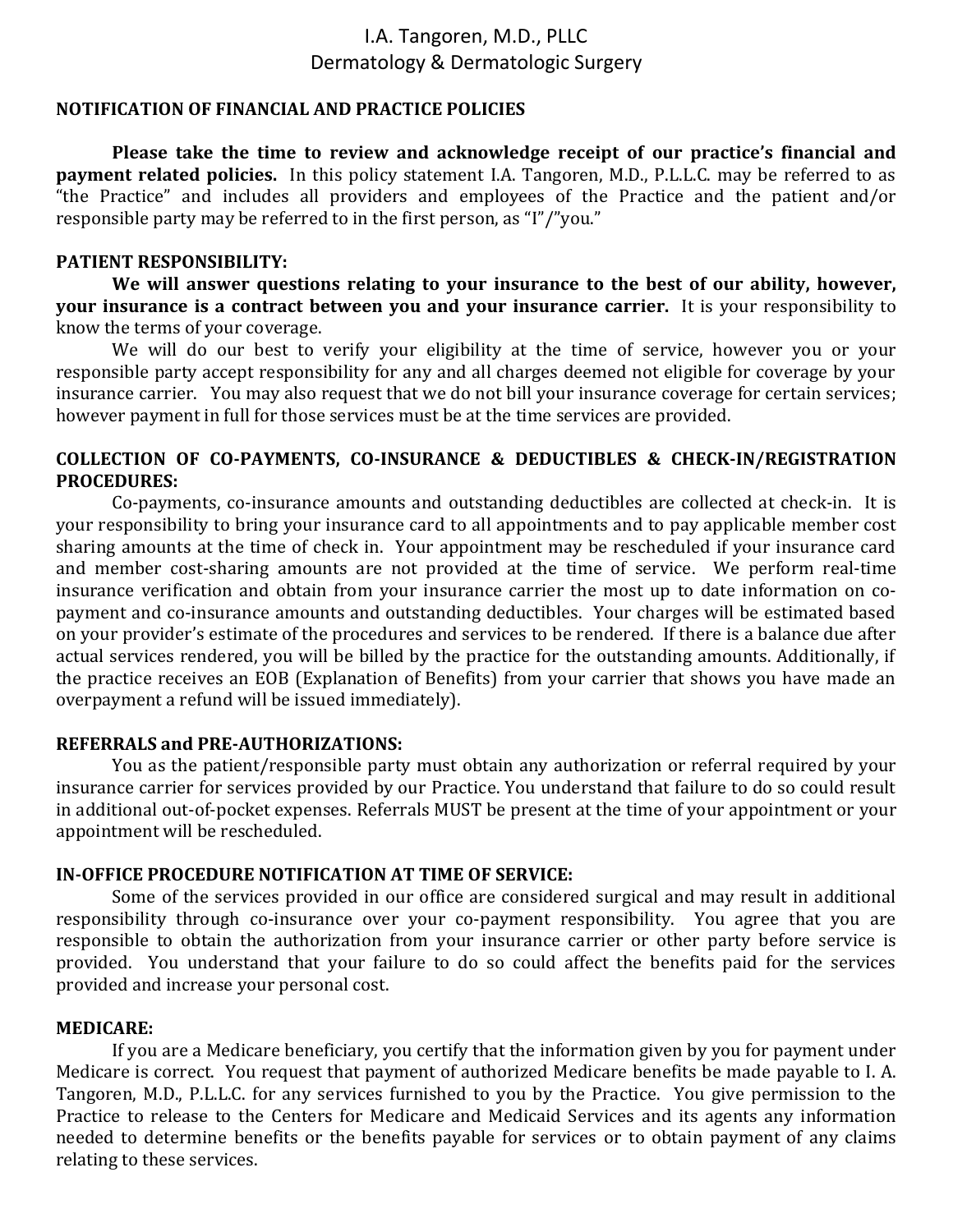# I.A. Tangoren, M.D., PLLC
## Dermatology & Dermatologic Surgery

**NOTIFICATION OF FINANCIAL AND PRACTICE POLICIES**

**Please take the time to review and acknowledge receipt of our practice's financial and payment related policies.** In this policy statement I.A. Tangoren, M.D., P.L.L.C. may be referred to as "the Practice" and includes all providers and employees of the Practice and the patient and/or responsible party may be referred to in the first person, as "I"/"you."

**PATIENT RESPONSIBILITY:**

**We will answer questions relating to your insurance to the best of our ability, however, your insurance is a contract between you and your insurance carrier.** It is your responsibility to know the terms of your coverage.

We will do our best to verify your eligibility at the time of service, however you or your responsible party accept responsibility for any and all charges deemed not eligible for coverage by your insurance carrier. You may also request that we do not bill your insurance coverage for certain services; however payment in full for those services must be at the time services are provided.

**COLLECTION OF CO-PAYMENTS, CO-INSURANCE & DEDUCTIBLES & CHECK-IN/REGISTRATION PROCEDURES:**

Co-payments, co-insurance amounts and outstanding deductibles are collected at check-in. It is your responsibility to bring your insurance card to all appointments and to pay applicable member cost sharing amounts at the time of check in. Your appointment may be rescheduled if your insurance card and member cost-sharing amounts are not provided at the time of service. We perform real-time insurance verification and obtain from your insurance carrier the most up to date information on co-payment and co-insurance amounts and outstanding deductibles. Your charges will be estimated based on your provider's estimate of the procedures and services to be rendered. If there is a balance due after actual services rendered, you will be billed by the practice for the outstanding amounts. Additionally, if the practice receives an EOB (Explanation of Benefits) from your carrier that shows you have made an overpayment a refund will be issued immediately).

**REFERRALS and PRE-AUTHORIZATIONS:**

You as the patient/responsible party must obtain any authorization or referral required by your insurance carrier for services provided by our Practice. You understand that failure to do so could result in additional out-of-pocket expenses. Referrals MUST be present at the time of your appointment or your appointment will be rescheduled.

**IN-OFFICE PROCEDURE NOTIFICATION AT TIME OF SERVICE:**

Some of the services provided in our office are considered surgical and may result in additional responsibility through co-insurance over your co-payment responsibility. You agree that you are responsible to obtain the authorization from your insurance carrier or other party before service is provided. You understand that your failure to do so could affect the benefits paid for the services provided and increase your personal cost.

**MEDICARE:**

If you are a Medicare beneficiary, you certify that the information given by you for payment under Medicare is correct. You request that payment of authorized Medicare benefits be made payable to I. A. Tangoren, M.D., P.L.L.C. for any services furnished to you by the Practice. You give permission to the Practice to release to the Centers for Medicare and Medicaid Services and its agents any information needed to determine benefits or the benefits payable for services or to obtain payment of any claims relating to these services.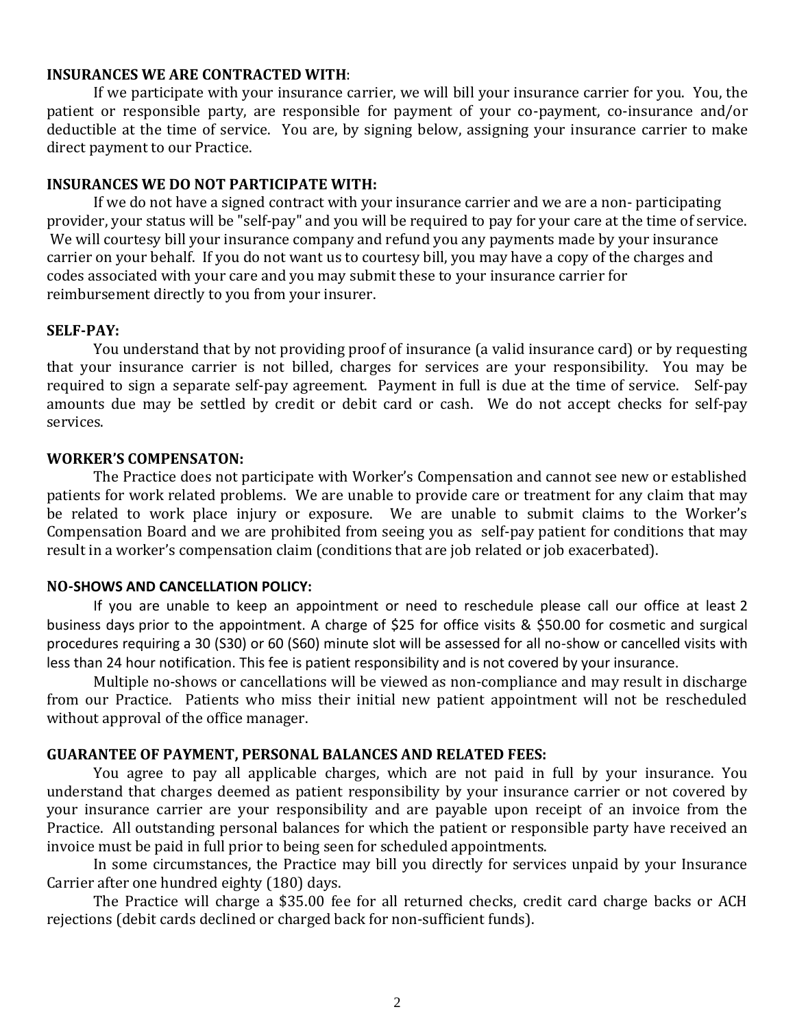**INSURANCES WE ARE CONTRACTED WITH**:

If we participate with your insurance carrier, we will bill your insurance carrier for you. You, the patient or responsible party, are responsible for payment of your co-payment, co-insurance and/or deductible at the time of service. You are, by signing below, assigning your insurance carrier to make direct payment to our Practice.

**INSURANCES WE DO NOT PARTICIPATE WITH:**

If we do not have a signed contract with your insurance carrier and we are a non- participating provider, your status will be "self-pay" and you will be required to pay for your care at the time of service. We will courtesy bill your insurance company and refund you any payments made by your insurance carrier on your behalf. If you do not want us to courtesy bill, you may have a copy of the charges and codes associated with your care and you may submit these to your insurance carrier for reimbursement directly to you from your insurer.

**SELF-PAY:**

You understand that by not providing proof of insurance (a valid insurance card) or by requesting that your insurance carrier is not billed, charges for services are your responsibility. You may be required to sign a separate self-pay agreement. Payment in full is due at the time of service. Self-pay amounts due may be settled by credit or debit card or cash. We do not accept checks for self-pay services.

**WORKER'S COMPENSATON:**

The Practice does not participate with Worker's Compensation and cannot see new or established patients for work related problems. We are unable to provide care or treatment for any claim that may be related to work place injury or exposure. We are unable to submit claims to the Worker's Compensation Board and we are prohibited from seeing you as self-pay patient for conditions that may result in a worker's compensation claim (conditions that are job related or job exacerbated).

**NO-SHOWS AND CANCELLATION POLICY:**

If you are unable to keep an appointment or need to reschedule please call our office at least 2 business days prior to the appointment. A charge of $25 for office visits & $50.00 for cosmetic and surgical procedures requiring a 30 (S30) or 60 (S60) minute slot will be assessed for all no-show or cancelled visits with less than 24 hour notification. This fee is patient responsibility and is not covered by your insurance.

Multiple no-shows or cancellations will be viewed as non-compliance and may result in discharge from our Practice. Patients who miss their initial new patient appointment will not be rescheduled without approval of the office manager.

**GUARANTEE OF PAYMENT, PERSONAL BALANCES AND RELATED FEES:**

You agree to pay all applicable charges, which are not paid in full by your insurance. You understand that charges deemed as patient responsibility by your insurance carrier or not covered by your insurance carrier are your responsibility and are payable upon receipt of an invoice from the Practice. All outstanding personal balances for which the patient or responsible party have received an invoice must be paid in full prior to being seen for scheduled appointments.

In some circumstances, the Practice may bill you directly for services unpaid by your Insurance Carrier after one hundred eighty (180) days.

The Practice will charge a $35.00 fee for all returned checks, credit card charge backs or ACH rejections (debit cards declined or charged back for non-sufficient funds).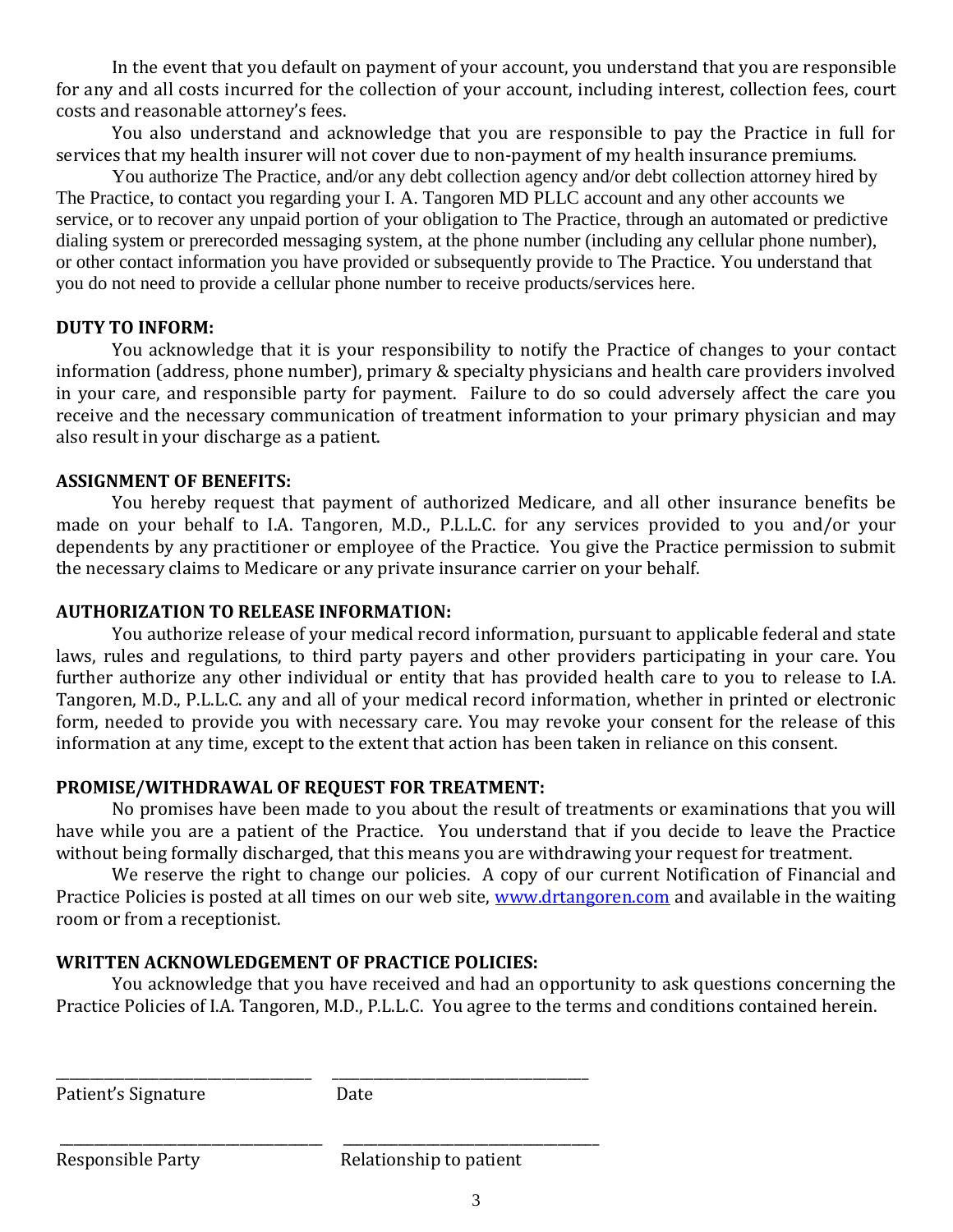In the event that you default on payment of your account, you understand that you are responsible for any and all costs incurred for the collection of your account, including interest, collection fees, court costs and reasonable attorney's fees.

You also understand and acknowledge that you are responsible to pay the Practice in full for services that my health insurer will not cover due to non-payment of my health insurance premiums.

You authorize The Practice, and/or any debt collection agency and/or debt collection attorney hired by The Practice, to contact you regarding your I. A. Tangoren MD PLLC account and any other accounts we service, or to recover any unpaid portion of your obligation to The Practice, through an automated or predictive dialing system or prerecorded messaging system, at the phone number (including any cellular phone number), or other contact information you have provided or subsequently provide to The Practice. You understand that you do not need to provide a cellular phone number to receive products/services here.

**DUTY TO INFORM:**

You acknowledge that it is your responsibility to notify the Practice of changes to your contact information (address, phone number), primary & specialty physicians and health care providers involved in your care, and responsible party for payment. Failure to do so could adversely affect the care you receive and the necessary communication of treatment information to your primary physician and may also result in your discharge as a patient.

**ASSIGNMENT OF BENEFITS:**

You hereby request that payment of authorized Medicare, and all other insurance benefits be made on your behalf to I.A. Tangoren, M.D., P.L.L.C. for any services provided to you and/or your dependents by any practitioner or employee of the Practice. You give the Practice permission to submit the necessary claims to Medicare or any private insurance carrier on your behalf.

**AUTHORIZATION TO RELEASE INFORMATION:**

You authorize release of your medical record information, pursuant to applicable federal and state laws, rules and regulations, to third party payers and other providers participating in your care. You further authorize any other individual or entity that has provided health care to you to release to I.A. Tangoren, M.D., P.L.L.C. any and all of your medical record information, whether in printed or electronic form, needed to provide you with necessary care. You may revoke your consent for the release of this information at any time, except to the extent that action has been taken in reliance on this consent.

**PROMISE/WITHDRAWAL OF REQUEST FOR TREATMENT:**

No promises have been made to you about the result of treatments or examinations that you will have while you are a patient of the Practice. You understand that if you decide to leave the Practice without being formally discharged, that this means you are withdrawing your request for treatment.

We reserve the right to change our policies. A copy of our current Notification of Financial and Practice Policies is posted at all times on our web site, [www.drtangoren.com](http://www.drtangoren.com) and available in the waiting room or from a receptionist.

**WRITTEN ACKNOWLEDGEMENT OF PRACTICE POLICIES:**

You acknowledge that you have received and had an opportunity to ask questions concerning the Practice Policies of I.A. Tangoren, M.D., P.L.L.C. You agree to the terms and conditions contained herein.

\_\_\_\_\_\_\_\_\_\_\_\_\_\_\_\_\_\_\_\_\_\_\_\_\_\_\_\_\_\_\_\_ \_\_\_\_\_\_\_\_\_\_\_\_\_\_\_\_\_\_\_\_\_\_\_\_\_\_\_\_\_\_\_\_

Patient's Signature Date

\_\_\_\_\_\_\_\_\_\_\_\_\_\_\_\_\_\_\_\_\_\_\_\_\_\_\_\_\_\_\_\_ \_\_\_\_\_\_\_\_\_\_\_\_\_\_\_\_\_\_\_\_\_\_\_\_\_\_\_\_\_\_\_\_

Responsible Party Relationship to patient